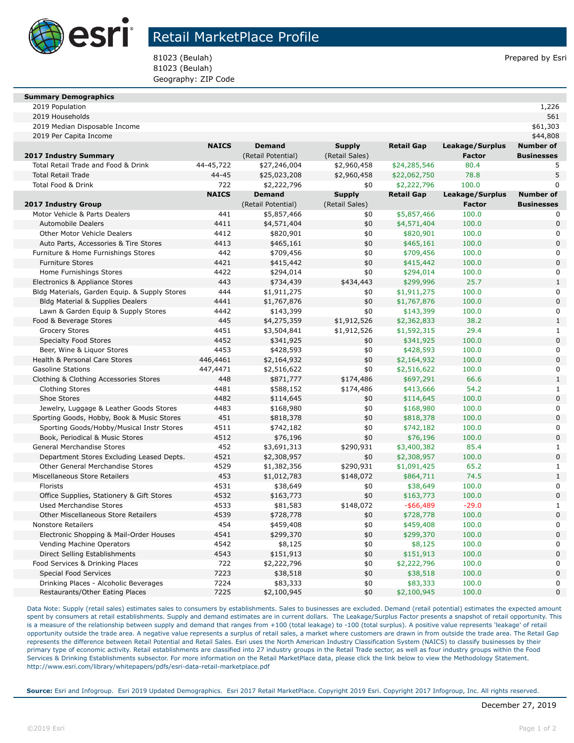# Retail MarketPlace Profile

81023 (Beulah)
81023 (Beulah)
Geography: ZIP Code

Prepared by Esri

| **Summary Demographics** | | | | | | |
|---|---|---|---|---|---|---|
| 2019 Population | | | | | | 1,226 |
| 2019 Households | | | | | | 561 |
| 2019 Median Disposable Income | | | | | | $61,303 |
| 2019 Per Capita Income | | | | | | $44,808 |

| **2017 Industry Summary** | **NAICS** | **Demand** (Retail Potential) | **Supply** (Retail Sales) | **Retail Gap** | **Leakage/Surplus Factor** | **Number of Businesses** |
|---|---|---|---|---|---|---|
| Total Retail Trade and Food & Drink | 44-45,722 | $27,246,004 | $2,960,458 | $24,285,546 | 80.4 | 5 |
| Total Retail Trade | 44-45 | $25,023,208 | $2,960,458 | $22,062,750 | 78.8 | 5 |
| Total Food & Drink | 722 | $2,222,796 | $0 | $2,222,796 | 100.0 | 0 |

| **2017 Industry Group** | **NAICS** | **Demand** (Retail Potential) | **Supply** (Retail Sales) | **Retail Gap** | **Leakage/Surplus Factor** | **Number of Businesses** |
|---|---|---|---|---|---|---|
| Motor Vehicle & Parts Dealers | 441 | $5,857,466 | $0 | $5,857,466 | 100.0 | 0 |
| Automobile Dealers | 4411 | $4,571,404 | $0 | $4,571,404 | 100.0 | 0 |
| Other Motor Vehicle Dealers | 4412 | $820,901 | $0 | $820,901 | 100.0 | 0 |
| Auto Parts, Accessories & Tire Stores | 4413 | $465,161 | $0 | $465,161 | 100.0 | 0 |
| Furniture & Home Furnishings Stores | 442 | $709,456 | $0 | $709,456 | 100.0 | 0 |
| Furniture Stores | 4421 | $415,442 | $0 | $415,442 | 100.0 | 0 |
| Home Furnishings Stores | 4422 | $294,014 | $0 | $294,014 | 100.0 | 0 |
| Electronics & Appliance Stores | 443 | $734,439 | $434,443 | $299,996 | 25.7 | 1 |
| Bldg Materials, Garden Equip. & Supply Stores | 444 | $1,911,275 | $0 | $1,911,275 | 100.0 | 0 |
| Bldg Material & Supplies Dealers | 4441 | $1,767,876 | $0 | $1,767,876 | 100.0 | 0 |
| Lawn & Garden Equip & Supply Stores | 4442 | $143,399 | $0 | $143,399 | 100.0 | 0 |
| Food & Beverage Stores | 445 | $4,275,359 | $1,912,526 | $2,362,833 | 38.2 | 1 |
| Grocery Stores | 4451 | $3,504,841 | $1,912,526 | $1,592,315 | 29.4 | 1 |
| Specialty Food Stores | 4452 | $341,925 | $0 | $341,925 | 100.0 | 0 |
| Beer, Wine & Liquor Stores | 4453 | $428,593 | $0 | $428,593 | 100.0 | 0 |
| Health & Personal Care Stores | 446,4461 | $2,164,932 | $0 | $2,164,932 | 100.0 | 0 |
| Gasoline Stations | 447,4471 | $2,516,622 | $0 | $2,516,622 | 100.0 | 0 |
| Clothing & Clothing Accessories Stores | 448 | $871,777 | $174,486 | $697,291 | 66.6 | 1 |
| Clothing Stores | 4481 | $588,152 | $174,486 | $413,666 | 54.2 | 1 |
| Shoe Stores | 4482 | $114,645 | $0 | $114,645 | 100.0 | 0 |
| Jewelry, Luggage & Leather Goods Stores | 4483 | $168,980 | $0 | $168,980 | 100.0 | 0 |
| Sporting Goods, Hobby, Book & Music Stores | 451 | $818,378 | $0 | $818,378 | 100.0 | 0 |
| Sporting Goods/Hobby/Musical Instr Stores | 4511 | $742,182 | $0 | $742,182 | 100.0 | 0 |
| Book, Periodical & Music Stores | 4512 | $76,196 | $0 | $76,196 | 100.0 | 0 |
| General Merchandise Stores | 452 | $3,691,313 | $290,931 | $3,400,382 | 85.4 | 1 |
| Department Stores Excluding Leased Depts. | 4521 | $2,308,957 | $0 | $2,308,957 | 100.0 | 0 |
| Other General Merchandise Stores | 4529 | $1,382,356 | $290,931 | $1,091,425 | 65.2 | 1 |
| Miscellaneous Store Retailers | 453 | $1,012,783 | $148,072 | $864,711 | 74.5 | 1 |
| Florists | 4531 | $38,649 | $0 | $38,649 | 100.0 | 0 |
| Office Supplies, Stationery & Gift Stores | 4532 | $163,773 | $0 | $163,773 | 100.0 | 0 |
| Used Merchandise Stores | 4533 | $81,583 | $148,072 | -$66,489 | -29.0 | 1 |
| Other Miscellaneous Store Retailers | 4539 | $728,778 | $0 | $728,778 | 100.0 | 0 |
| Nonstore Retailers | 454 | $459,408 | $0 | $459,408 | 100.0 | 0 |
| Electronic Shopping & Mail-Order Houses | 4541 | $299,370 | $0 | $299,370 | 100.0 | 0 |
| Vending Machine Operators | 4542 | $8,125 | $0 | $8,125 | 100.0 | 0 |
| Direct Selling Establishments | 4543 | $151,913 | $0 | $151,913 | 100.0 | 0 |
| Food Services & Drinking Places | 722 | $2,222,796 | $0 | $2,222,796 | 100.0 | 0 |
| Special Food Services | 7223 | $38,518 | $0 | $38,518 | 100.0 | 0 |
| Drinking Places - Alcoholic Beverages | 7224 | $83,333 | $0 | $83,333 | 100.0 | 0 |
| Restaurants/Other Eating Places | 7225 | $2,100,945 | $0 | $2,100,945 | 100.0 | 0 |

Data Note: Supply (retail sales) estimates sales to consumers by establishments. Sales to businesses are excluded. Demand (retail potential) estimates the expected amount spent by consumers at retail establishments. Supply and demand estimates are in current dollars. The Leakage/Surplus Factor presents a snapshot of retail opportunity. This is a measure of the relationship between supply and demand that ranges from +100 (total leakage) to -100 (total surplus). A positive value represents 'leakage' of retail opportunity outside the trade area. A negative value represents a surplus of retail sales, a market where customers are drawn in from outside the trade area. The Retail Gap represents the difference between Retail Potential and Retail Sales. Esri uses the North American Industry Classification System (NAICS) to classify businesses by their primary type of economic activity. Retail establishments are classified into 27 industry groups in the Retail Trade sector, as well as four industry groups within the Food Services & Drinking Establishments subsector. For more information on the Retail MarketPlace data, please click the link below to view the Methodology Statement.
http://www.esri.com/library/whitepapers/pdfs/esri-data-retail-marketplace.pdf

**Source:** Esri and Infogroup. Esri 2019 Updated Demographics. Esri 2017 Retail MarketPlace. Copyright 2019 Esri. Copyright 2017 Infogroup, Inc. All rights reserved.

December 27, 2019

©2019 Esri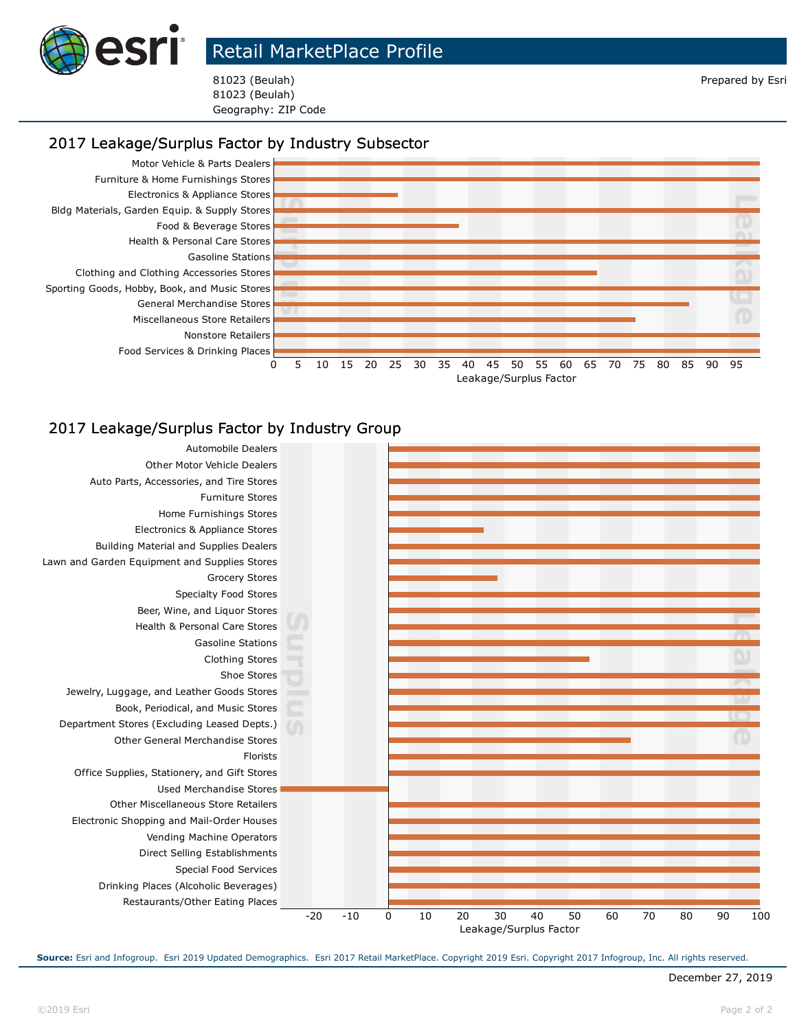# Retail MarketPlace Profile

81023 (Beulah)
81023 (Beulah)
Geography: ZIP Code

Prepared by Esri

## 2017 Leakage/Surplus Factor by Industry Subsector

Motor Vehicle & Parts Dealers
Furniture & Home Furnishings Stores
Electronics & Appliance Stores
Bldg Materials, Garden Equip. & Supply Stores
Food & Beverage Stores
Health & Personal Care Stores
Gasoline Stations
Clothing and Clothing Accessories Stores
Sporting Goods, Hobby, Book, and Music Stores
General Merchandise Stores
Miscellaneous Store Retailers
Nonstore Retailers
Food Services & Drinking Places

Surplus

Leakage

0 5 10 15 20 25 30 35 40 45 50 55 60 65 70 75 80 85 90 95

Leakage/Surplus Factor

## 2017 Leakage/Surplus Factor by Industry Group

Automobile Dealers
Other Motor Vehicle Dealers
Auto Parts, Accessories, and Tire Stores
Furniture Stores
Home Furnishings Stores
Electronics & Appliance Stores
Building Material and Supplies Dealers
Lawn and Garden Equipment and Supplies Stores
Grocery Stores
Specialty Food Stores
Beer, Wine, and Liquor Stores
Health & Personal Care Stores
Gasoline Stations
Clothing Stores
Shoe Stores
Jewelry, Luggage, and Leather Goods Stores
Book, Periodical, and Music Stores
Department Stores (Excluding Leased Depts.)
Other General Merchandise Stores
Florists
Office Supplies, Stationery, and Gift Stores
Used Merchandise Stores
Other Miscellaneous Store Retailers
Electronic Shopping and Mail-Order Houses
Vending Machine Operators
Direct Selling Establishments
Special Food Services
Drinking Places (Alcoholic Beverages)
Restaurants/Other Eating Places

Surplus

Leakage

-20 -10 0 10 20 30 40 50 60 70 80 90 100

Leakage/Surplus Factor

**Source:** Esri and Infogroup. Esri 2019 Updated Demographics. Esri 2017 Retail MarketPlace. Copyright 2019 Esri. Copyright 2017 Infogroup, Inc. All rights reserved.

December 27, 2019